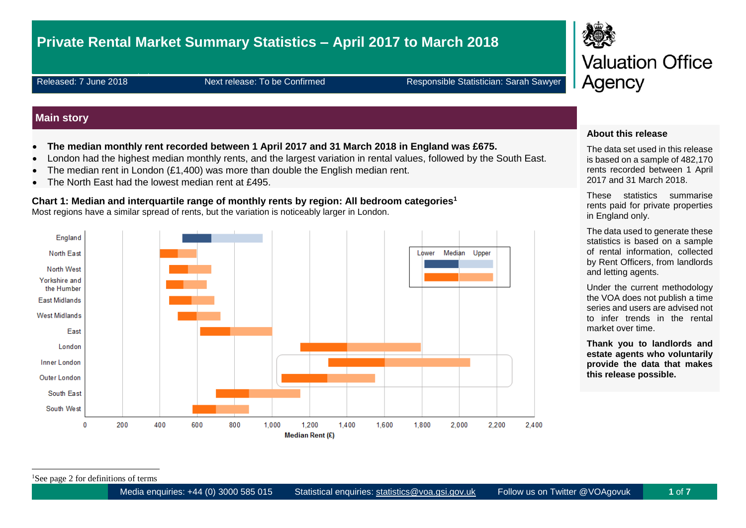# Private Rental Market Summary Statistics – April 2017 to March 2018

Released: 7 June 2018 | Next release: To be Confirmed | Responsible Statistician: Sarah Sawyer

Valuation Office Agency

## Main story

- **The median monthly rent recorded between 1 April 2017 and 31 March 2018 in England was £675.**
- London had the highest median monthly rents, and the largest variation in rental values, followed by the South East.
- The median rent in London (£1,400) was more than double the English median rent.
- The North East had the lowest median rent at £495.

**Chart 1: Median and interquartile range of monthly rents by region: All bedroom categories[1]**

Most regions have a similar spread of rents, but the variation is noticeably larger in London.

Regions shown: England, North East, North West, Yorkshire and the Humber, East Midlands, West Midlands, East, London, Inner London, Outer London, South East, South West. Legend: Lower, Median, Upper. X-axis: Median Rent (£), 0 to 2,400.

### About this release

The data set used in this release is based on a sample of 482,170 rents recorded between 1 April 2017 and 31 March 2018.

These statistics summarise rents paid for private properties in England only.

The data used to generate these statistics is based on a sample of rental information, collected by Rent Officers, from landlords and letting agents.

Under the current methodology the VOA does not publish a time series and users are advised not to infer trends in the rental market over time.

**Thank you to landlords and estate agents who voluntarily provide the data that makes this release possible.**

[1]See page 2 for definitions of terms

Media enquiries: +44 (0) 3000 585 015 | Statistical enquiries: statistics@voa.gsi.gov.uk | Follow us on Twitter @VOAgovuk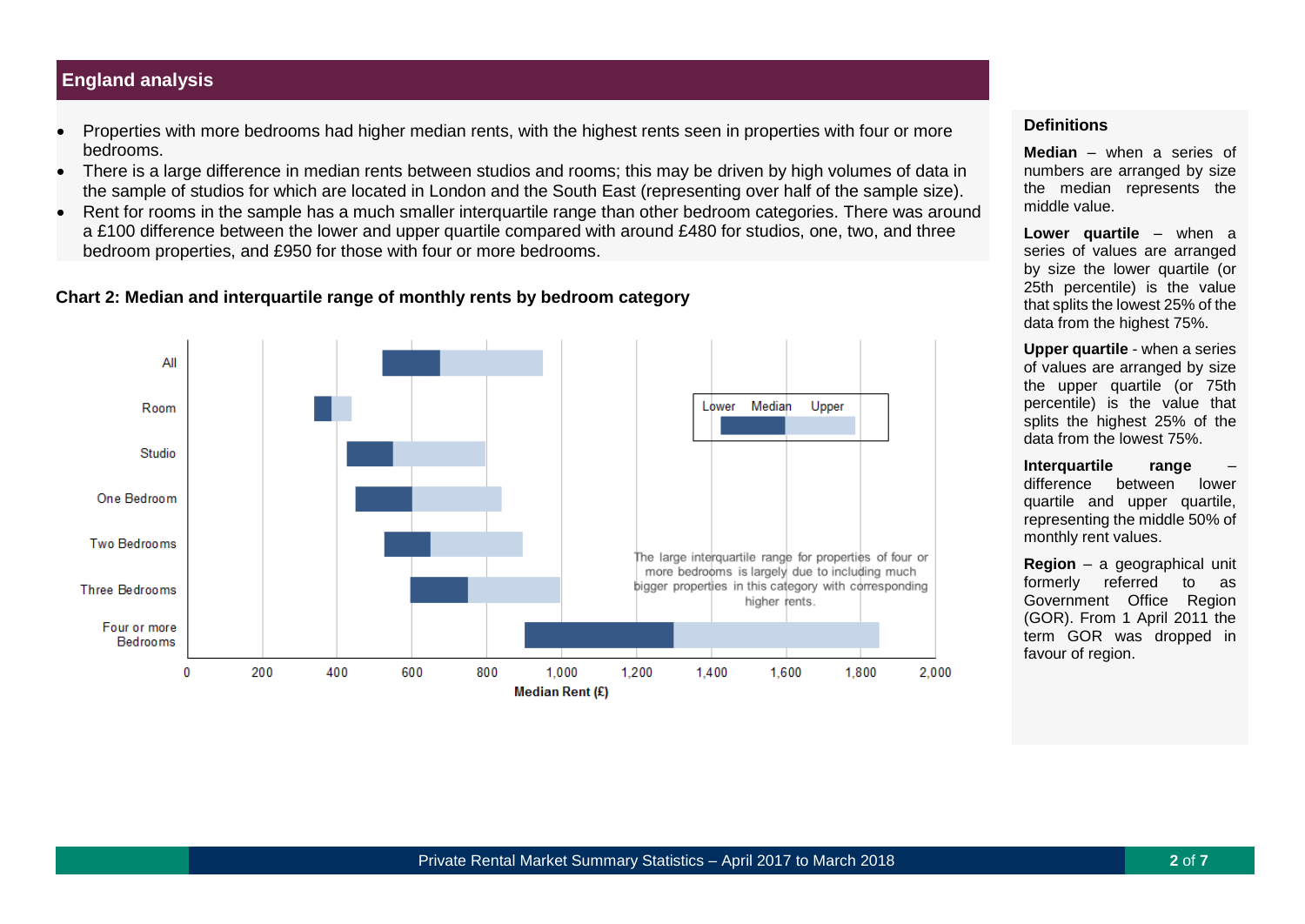## England analysis

- Properties with more bedrooms had higher median rents, with the highest rents seen in properties with four or more bedrooms.
- There is a large difference in median rents between studios and rooms; this may be driven by high volumes of data in the sample of studios for which are located in London and the South East (representing over half of the sample size).
- Rent for rooms in the sample has a much smaller interquartile range than other bedroom categories. There was around a £100 difference between the lower and upper quartile compared with around £480 for studios, one, two, and three bedroom properties, and £950 for those with four or more bedrooms.

**Chart 2: Median and interquartile range of monthly rents by bedroom category**

Categories: All, Room, Studio, One Bedroom, Two Bedrooms, Three Bedrooms, Four or more Bedrooms

Legend: Lower, Median, Upper

Median Rent (£): 0, 200, 400, 600, 800, 1,000, 1,200, 1,400, 1,600, 1,800, 2,000

The large interquartile range for properties of four or more bedrooms is largely due to including much bigger properties in this category with corresponding higher rents.

### Definitions

**Median** – when a series of numbers are arranged by size the median represents the middle value.

**Lower quartile** – when a series of values are arranged by size the lower quartile (or 25th percentile) is the value that splits the lowest 25% of the data from the highest 75%.

**Upper quartile** - when a series of values are arranged by size the upper quartile (or 75th percentile) is the value that splits the highest 25% of the data from the lowest 75%.

**Interquartile range** – difference between lower quartile and upper quartile, representing the middle 50% of monthly rent values.

**Region** – a geographical unit formerly referred to as Government Office Region (GOR). From 1 April 2011 the term GOR was dropped in favour of region.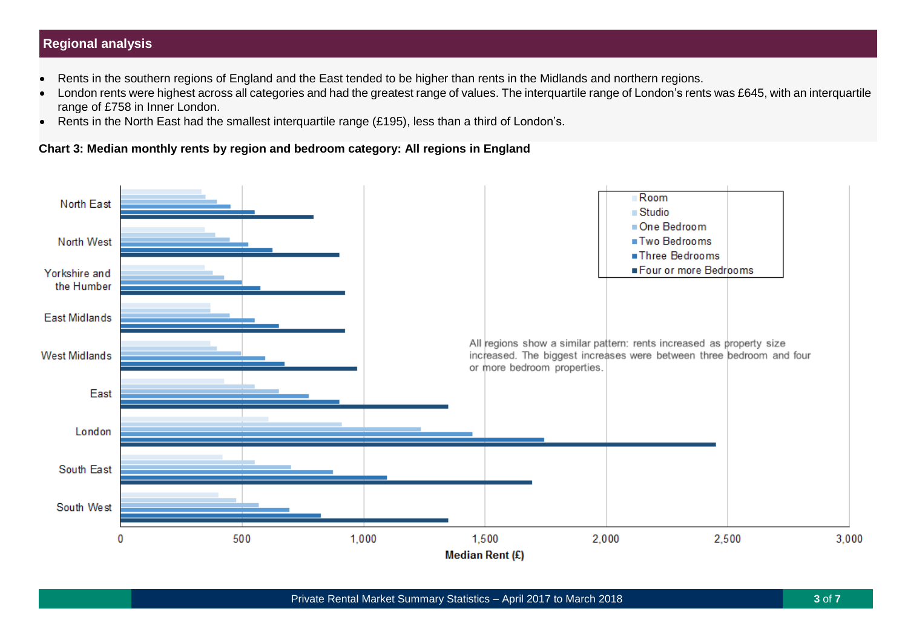## Regional analysis

- Rents in the southern regions of England and the East tended to be higher than rents in the Midlands and northern regions.
- London rents were highest across all categories and had the greatest range of values. The interquartile range of London's rents was £645, with an interquartile range of £758 in Inner London.
- Rents in the North East had the smallest interquartile range (£195), less than a third of London's.

**Chart 3: Median monthly rents by region and bedroom category: All regions in England**

All regions show a similar pattern: rents increased as property size increased. The biggest increases were between three bedroom and four or more bedroom properties.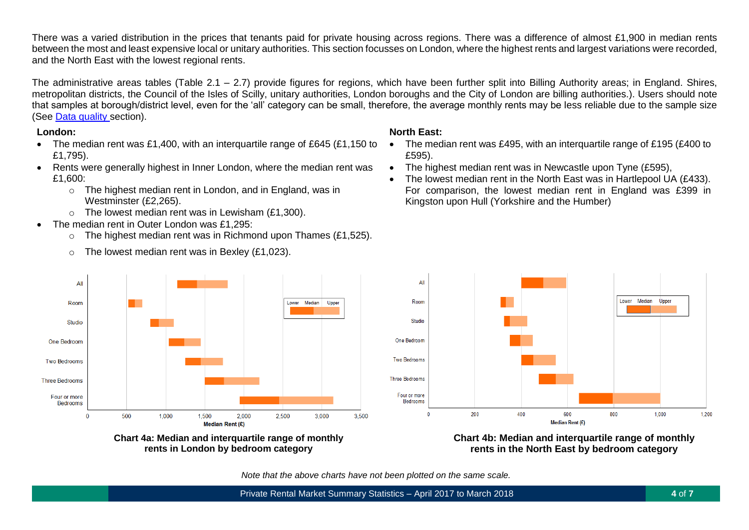There was a varied distribution in the prices that tenants paid for private housing across regions. There was a difference of almost £1,900 in median rents between the most and least expensive local or unitary authorities. This section focusses on London, where the highest rents and largest variations were recorded, and the North East with the lowest regional rents.

The administrative areas tables (Table 2.1 – 2.7) provide figures for regions, which have been further split into Billing Authority areas; in England. Shires, metropolitan districts, the Council of the Isles of Scilly, unitary authorities, London boroughs and the City of London are billing authorities.). Users should note that samples at borough/district level, even for the 'all' category can be small, therefore, the average monthly rents may be less reliable due to the sample size (See Data quality section).

**London:**

- The median rent was £1,400, with an interquartile range of £645 (£1,150 to £1,795).
- Rents were generally highest in Inner London, where the median rent was £1,600:
  - The highest median rent in London, and in England, was in Westminster (£2,265).
  - The lowest median rent was in Lewisham (£1,300).
- The median rent in Outer London was £1,295:
  - The highest median rent was in Richmond upon Thames (£1,525).
  - The lowest median rent was in Bexley (£1,023).

**North East:**

- The median rent was £495, with an interquartile range of £195 (£400 to £595).
- The highest median rent was in Newcastle upon Tyne (£595),
- The lowest median rent in the North East was in Hartlepool UA (£433). For comparison, the lowest median rent in England was £399 in Kingston upon Hull (Yorkshire and the Humber)

**Chart 4a: Median and interquartile range of monthly rents in London by bedroom category**

**Chart 4b: Median and interquartile range of monthly rents in the North East by bedroom category**

*Note that the above charts have not been plotted on the same scale.*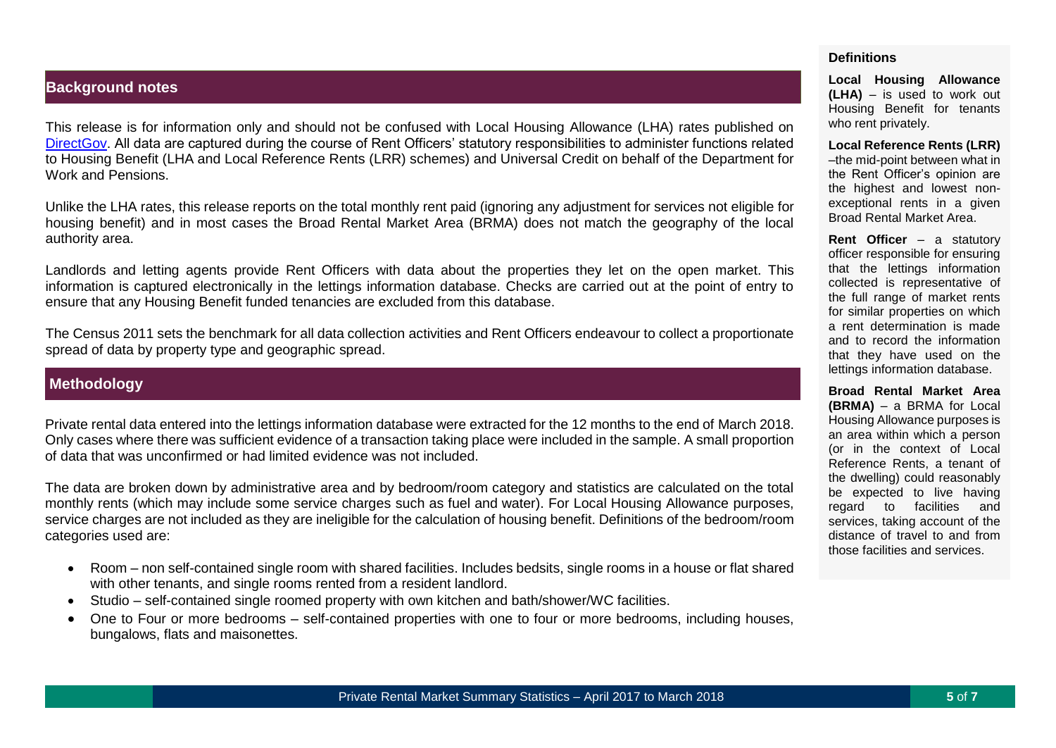## Background notes

This release is for information only and should not be confused with Local Housing Allowance (LHA) rates published on DirectGov. All data are captured during the course of Rent Officers' statutory responsibilities to administer functions related to Housing Benefit (LHA and Local Reference Rents (LRR) schemes) and Universal Credit on behalf of the Department for Work and Pensions.

Unlike the LHA rates, this release reports on the total monthly rent paid (ignoring any adjustment for services not eligible for housing benefit) and in most cases the Broad Rental Market Area (BRMA) does not match the geography of the local authority area.

Landlords and letting agents provide Rent Officers with data about the properties they let on the open market. This information is captured electronically in the lettings information database. Checks are carried out at the point of entry to ensure that any Housing Benefit funded tenancies are excluded from this database.

The Census 2011 sets the benchmark for all data collection activities and Rent Officers endeavour to collect a proportionate spread of data by property type and geographic spread.

## Methodology

Private rental data entered into the lettings information database were extracted for the 12 months to the end of March 2018. Only cases where there was sufficient evidence of a transaction taking place were included in the sample. A small proportion of data that was unconfirmed or had limited evidence was not included.

The data are broken down by administrative area and by bedroom/room category and statistics are calculated on the total monthly rents (which may include some service charges such as fuel and water). For Local Housing Allowance purposes, service charges are not included as they are ineligible for the calculation of housing benefit. Definitions of the bedroom/room categories used are:

- Room – non self-contained single room with shared facilities. Includes bedsits, single rooms in a house or flat shared with other tenants, and single rooms rented from a resident landlord.
- Studio – self-contained single roomed property with own kitchen and bath/shower/WC facilities.
- One to Four or more bedrooms – self-contained properties with one to four or more bedrooms, including houses, bungalows, flats and maisonettes.

### Definitions

**Local Housing Allowance (LHA)** – is used to work out Housing Benefit for tenants who rent privately.

**Local Reference Rents (LRR)** –the mid-point between what in the Rent Officer's opinion are the highest and lowest non-exceptional rents in a given Broad Rental Market Area.

**Rent Officer** – a statutory officer responsible for ensuring that the lettings information collected is representative of the full range of market rents for similar properties on which a rent determination is made and to record the information that they have used on the lettings information database.

**Broad Rental Market Area (BRMA)** – a BRMA for Local Housing Allowance purposes is an area within which a person (or in the context of Local Reference Rents, a tenant of the dwelling) could reasonably be expected to live having regard to facilities and services, taking account of the distance of travel to and from those facilities and services.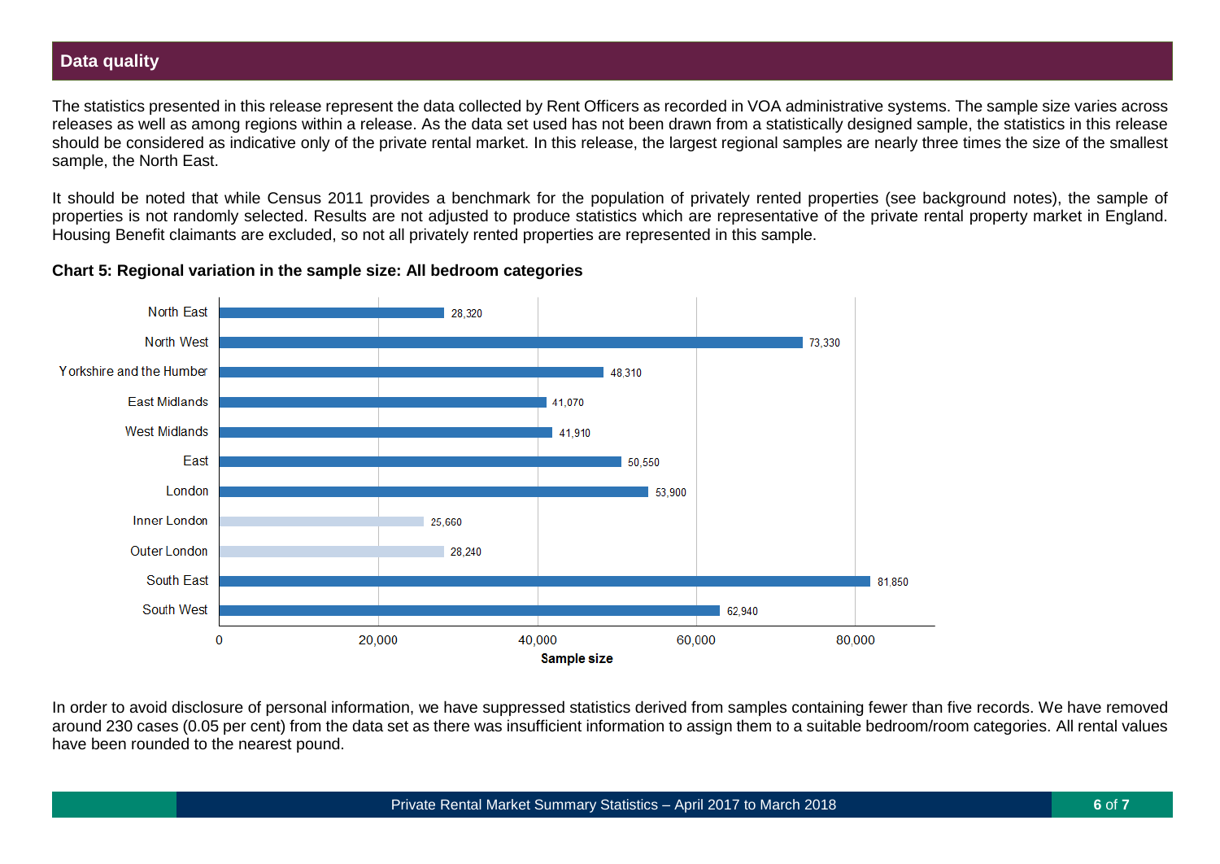## Data quality

The statistics presented in this release represent the data collected by Rent Officers as recorded in VOA administrative systems. The sample size varies across releases as well as among regions within a release. As the data set used has not been drawn from a statistically designed sample, the statistics in this release should be considered as indicative only of the private rental market. In this release, the largest regional samples are nearly three times the size of the smallest sample, the North East.

It should be noted that while Census 2011 provides a benchmark for the population of privately rented properties (see background notes), the sample of properties is not randomly selected. Results are not adjusted to produce statistics which are representative of the private rental property market in England. Housing Benefit claimants are excluded, so not all privately rented properties are represented in this sample.

**Chart 5: Regional variation in the sample size: All bedroom categories**

| Region | Sample size |
|---|---|
| North East | 28,320 |
| North West | 73,330 |
| Yorkshire and the Humber | 48,310 |
| East Midlands | 41,070 |
| West Midlands | 41,910 |
| East | 50,550 |
| London | 53,900 |
| Inner London | 25,660 |
| Outer London | 28,240 |
| South East | 81,850 |
| South West | 62,940 |

In order to avoid disclosure of personal information, we have suppressed statistics derived from samples containing fewer than five records. We have removed around 230 cases (0.05 per cent) from the data set as there was insufficient information to assign them to a suitable bedroom/room categories. All rental values have been rounded to the nearest pound.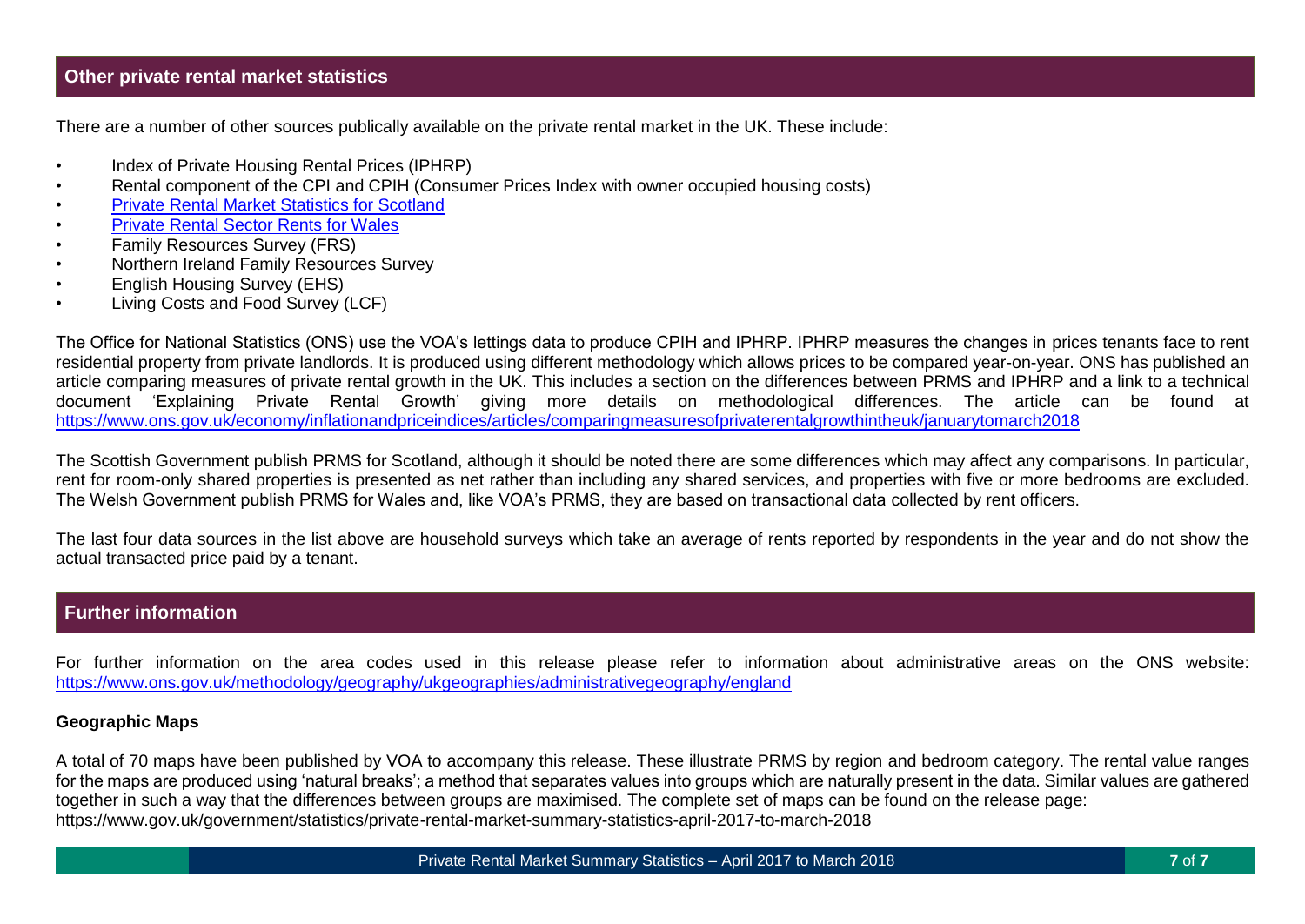## Other private rental market statistics

There are a number of other sources publically available on the private rental market in the UK. These include:

- Index of Private Housing Rental Prices (IPHRP)
- Rental component of the CPI and CPIH (Consumer Prices Index with owner occupied housing costs)
- Private Rental Market Statistics for Scotland
- Private Rental Sector Rents for Wales
- Family Resources Survey (FRS)
- Northern Ireland Family Resources Survey
- English Housing Survey (EHS)
- Living Costs and Food Survey (LCF)

The Office for National Statistics (ONS) use the VOA's lettings data to produce CPIH and IPHRP. IPHRP measures the changes in prices tenants face to rent residential property from private landlords. It is produced using different methodology which allows prices to be compared year-on-year. ONS has published an article comparing measures of private rental growth in the UK. This includes a section on the differences between PRMS and IPHRP and a link to a technical document 'Explaining Private Rental Growth' giving more details on methodological differences. The article can be found at https://www.ons.gov.uk/economy/inflationandpriceindices/articles/comparingmeasuresofprivaterentalgrowthintheuk/januarytomarch2018

The Scottish Government publish PRMS for Scotland, although it should be noted there are some differences which may affect any comparisons. In particular, rent for room-only shared properties is presented as net rather than including any shared services, and properties with five or more bedrooms are excluded. The Welsh Government publish PRMS for Wales and, like VOA's PRMS, they are based on transactional data collected by rent officers.

The last four data sources in the list above are household surveys which take an average of rents reported by respondents in the year and do not show the actual transacted price paid by a tenant.

## Further information

For further information on the area codes used in this release please refer to information about administrative areas on the ONS website: https://www.ons.gov.uk/methodology/geography/ukgeographies/administrativegeography/england

### Geographic Maps

A total of 70 maps have been published by VOA to accompany this release. These illustrate PRMS by region and bedroom category. The rental value ranges for the maps are produced using 'natural breaks'; a method that separates values into groups which are naturally present in the data. Similar values are gathered together in such a way that the differences between groups are maximised. The complete set of maps can be found on the release page:
https://www.gov.uk/government/statistics/private-rental-market-summary-statistics-april-2017-to-march-2018